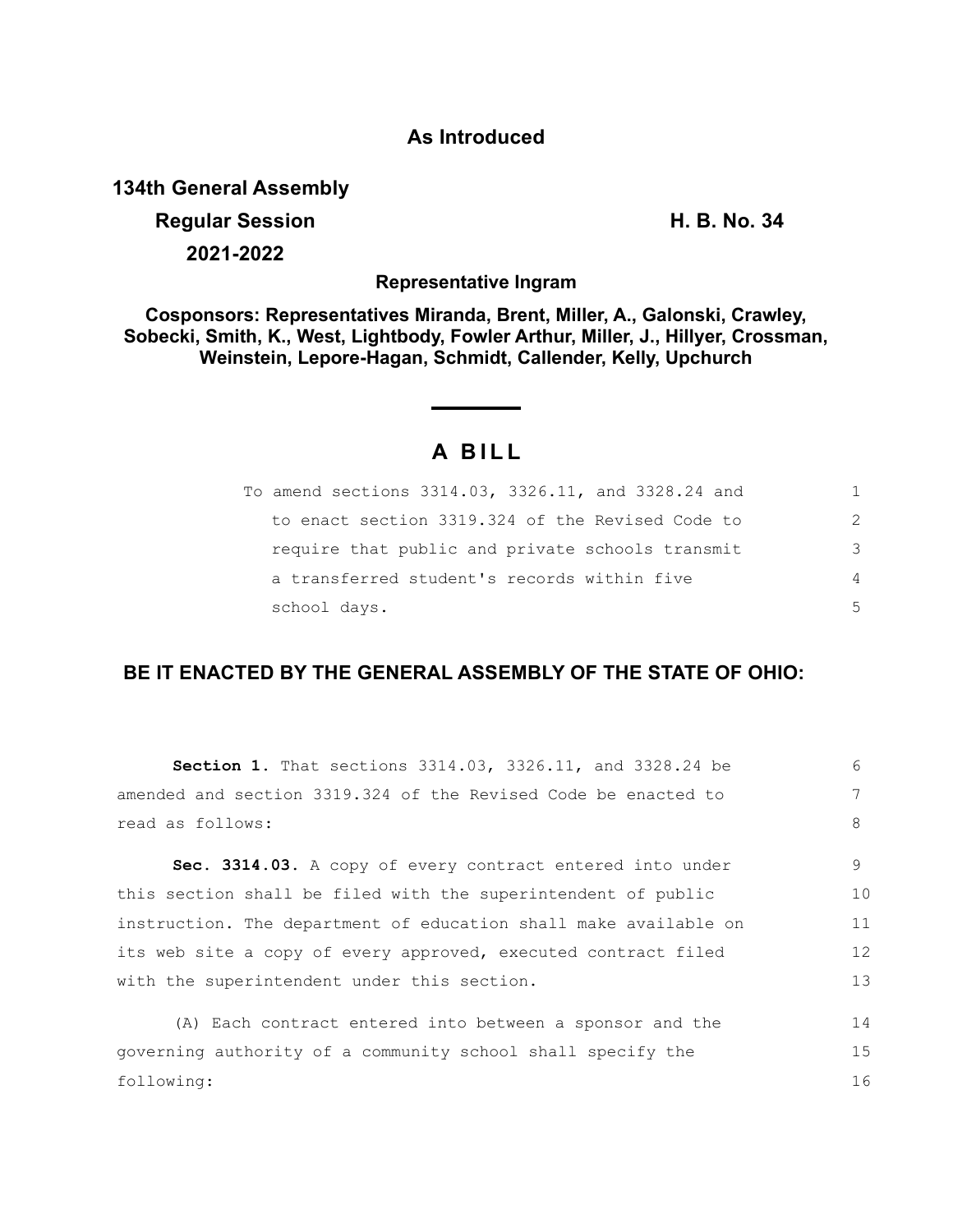**As Introduced**

**134th General Assembly**

**Regular Session** **H. B. No. 34**

**2021-2022**

**Representative Ingram**

**Cosponsors: Representatives Miranda, Brent, Miller, A., Galonski, Crawley, Sobecki, Smith, K., West, Lightbody, Fowler Arthur, Miller, J., Hillyer, Crossman, Weinstein, Lepore-Hagan, Schmidt, Callender, Kelly, Upchurch**

# A BILL

To amend sections 3314.03, 3326.11, and 3328.24 and to enact section 3319.324 of the Revised Code to require that public and private schools transmit a transferred student's records within five school days.

**BE IT ENACTED BY THE GENERAL ASSEMBLY OF THE STATE OF OHIO:**

**Section 1.** That sections 3314.03, 3326.11, and 3328.24 be amended and section 3319.324 of the Revised Code be enacted to read as follows:

**Sec. 3314.03.** A copy of every contract entered into under this section shall be filed with the superintendent of public instruction. The department of education shall make available on its web site a copy of every approved, executed contract filed with the superintendent under this section.

(A) Each contract entered into between a sponsor and the governing authority of a community school shall specify the following: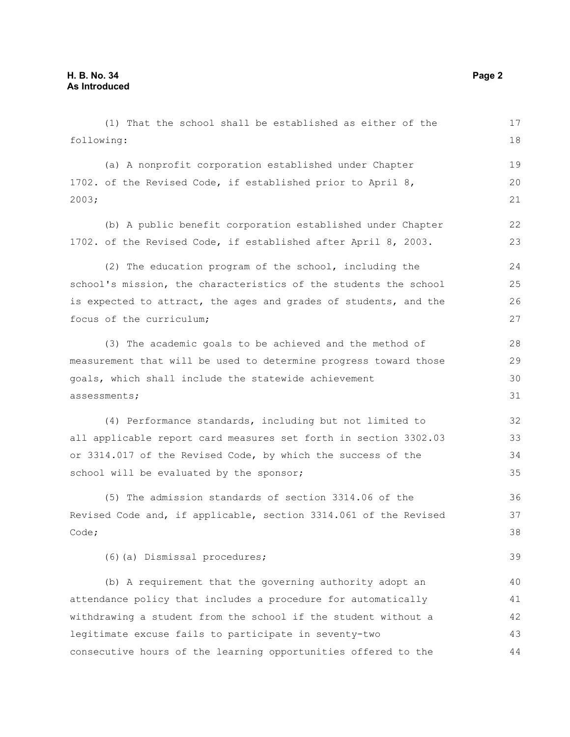(1) That the school shall be established as either of the following:

(a) A nonprofit corporation established under Chapter 1702. of the Revised Code, if established prior to April 8, 2003;

(b) A public benefit corporation established under Chapter 1702. of the Revised Code, if established after April 8, 2003.

(2) The education program of the school, including the school's mission, the characteristics of the students the school is expected to attract, the ages and grades of students, and the focus of the curriculum;

(3) The academic goals to be achieved and the method of measurement that will be used to determine progress toward those goals, which shall include the statewide achievement assessments;

(4) Performance standards, including but not limited to all applicable report card measures set forth in section 3302.03 or 3314.017 of the Revised Code, by which the success of the school will be evaluated by the sponsor;

(5) The admission standards of section 3314.06 of the Revised Code and, if applicable, section 3314.061 of the Revised Code;

(6)(a) Dismissal procedures;

(b) A requirement that the governing authority adopt an attendance policy that includes a procedure for automatically withdrawing a student from the school if the student without a legitimate excuse fails to participate in seventy-two consecutive hours of the learning opportunities offered to the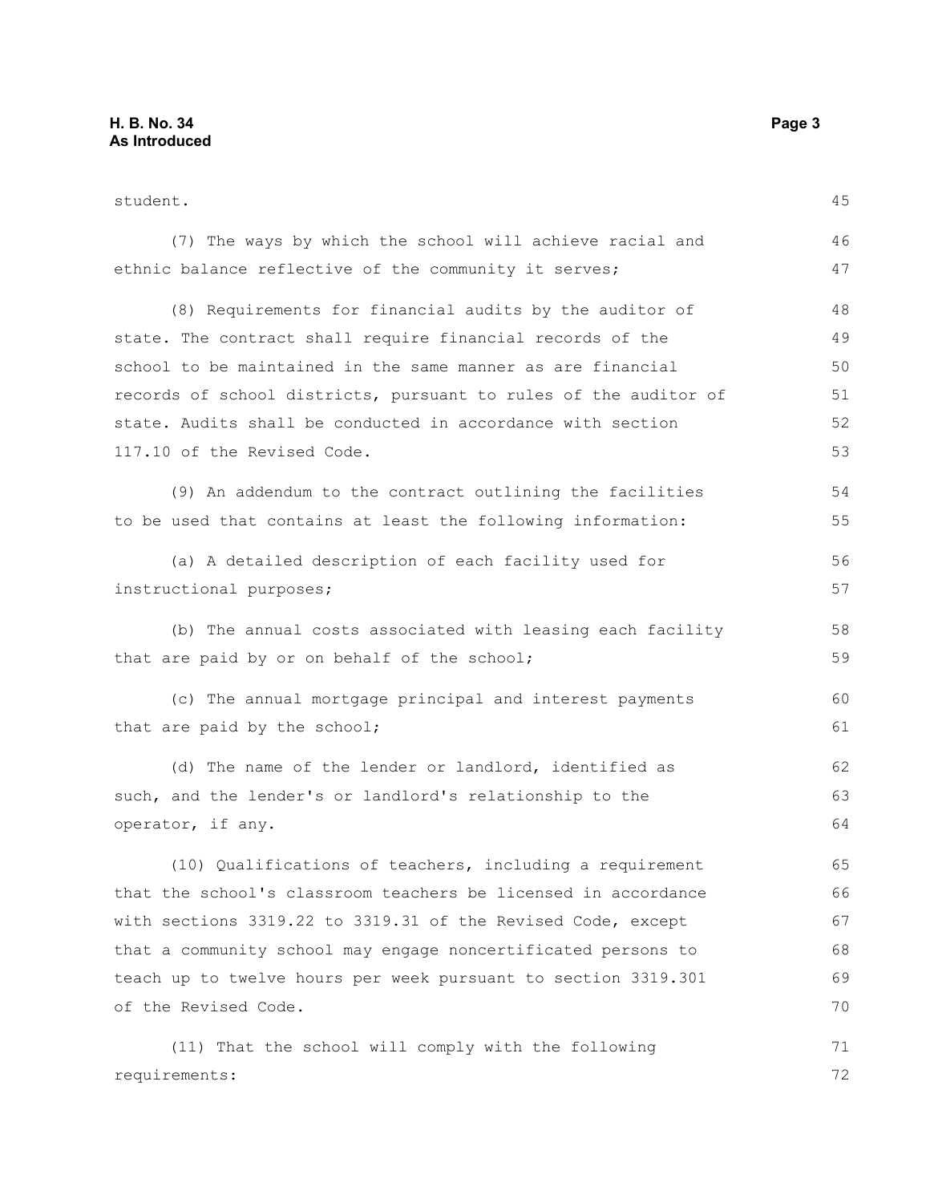student.

(7) The ways by which the school will achieve racial and ethnic balance reflective of the community it serves;

(8) Requirements for financial audits by the auditor of state. The contract shall require financial records of the school to be maintained in the same manner as are financial records of school districts, pursuant to rules of the auditor of state. Audits shall be conducted in accordance with section 117.10 of the Revised Code.

(9) An addendum to the contract outlining the facilities to be used that contains at least the following information:

(a) A detailed description of each facility used for instructional purposes;

(b) The annual costs associated with leasing each facility that are paid by or on behalf of the school;

(c) The annual mortgage principal and interest payments that are paid by the school;

(d) The name of the lender or landlord, identified as such, and the lender's or landlord's relationship to the operator, if any.

(10) Qualifications of teachers, including a requirement that the school's classroom teachers be licensed in accordance with sections 3319.22 to 3319.31 of the Revised Code, except that a community school may engage noncertificated persons to teach up to twelve hours per week pursuant to section 3319.301 of the Revised Code.

(11) That the school will comply with the following requirements: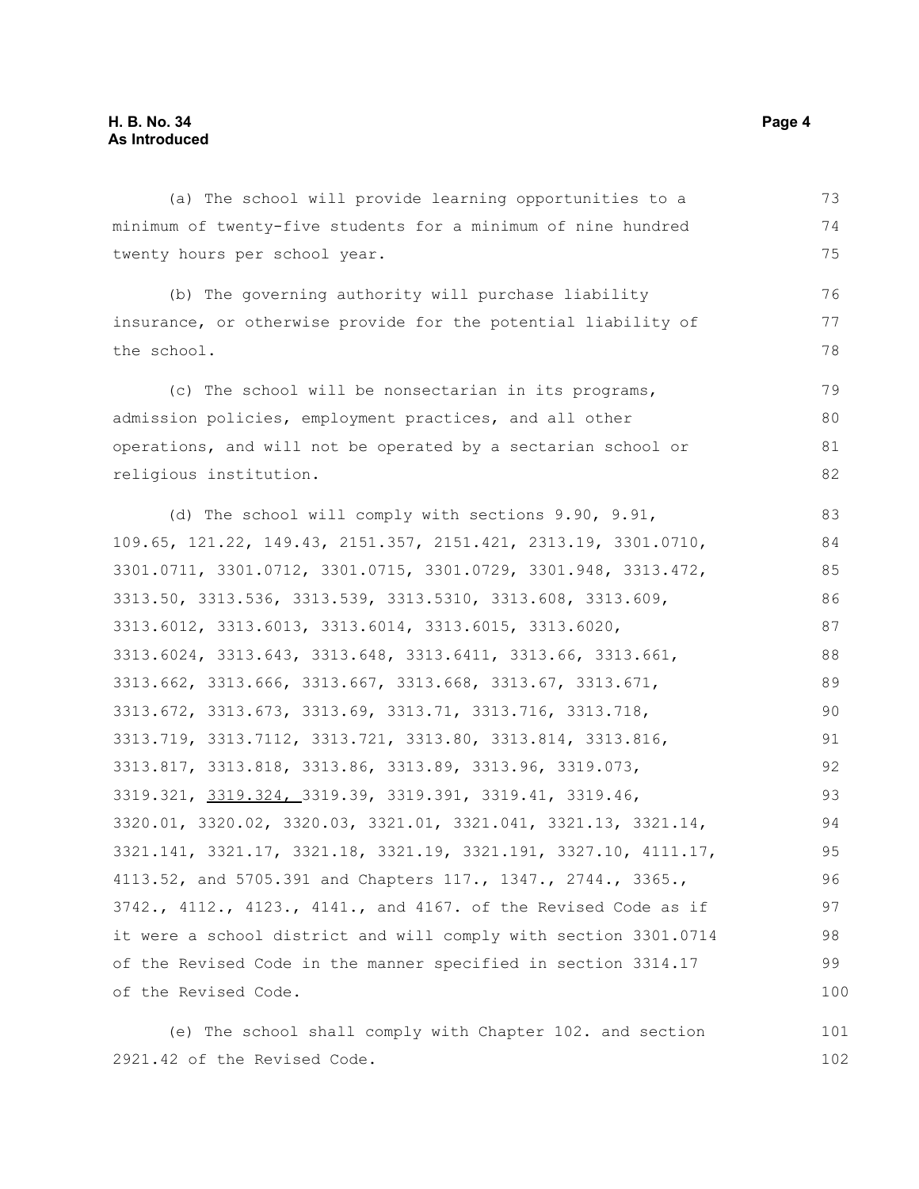(a) The school will provide learning opportunities to a minimum of twenty-five students for a minimum of nine hundred twenty hours per school year.

(b) The governing authority will purchase liability insurance, or otherwise provide for the potential liability of the school.

(c) The school will be nonsectarian in its programs, admission policies, employment practices, and all other operations, and will not be operated by a sectarian school or religious institution.

(d) The school will comply with sections 9.90, 9.91, 109.65, 121.22, 149.43, 2151.357, 2151.421, 2313.19, 3301.0710, 3301.0711, 3301.0712, 3301.0715, 3301.0729, 3301.948, 3313.472, 3313.50, 3313.536, 3313.539, 3313.5310, 3313.608, 3313.609, 3313.6012, 3313.6013, 3313.6014, 3313.6015, 3313.6020, 3313.6024, 3313.643, 3313.648, 3313.6411, 3313.66, 3313.661, 3313.662, 3313.666, 3313.667, 3313.668, 3313.67, 3313.671, 3313.672, 3313.673, 3313.69, 3313.71, 3313.716, 3313.718, 3313.719, 3313.7112, 3313.721, 3313.80, 3313.814, 3313.816, 3313.817, 3313.818, 3313.86, 3313.89, 3313.96, 3319.073, 3319.321, 3319.324, 3319.39, 3319.391, 3319.41, 3319.46, 3320.01, 3320.02, 3320.03, 3321.01, 3321.041, 3321.13, 3321.14, 3321.141, 3321.17, 3321.18, 3321.19, 3321.191, 3327.10, 4111.17, 4113.52, and 5705.391 and Chapters 117., 1347., 2744., 3365., 3742., 4112., 4123., 4141., and 4167. of the Revised Code as if it were a school district and will comply with section 3301.0714 of the Revised Code in the manner specified in section 3314.17 of the Revised Code.

(e) The school shall comply with Chapter 102. and section 2921.42 of the Revised Code.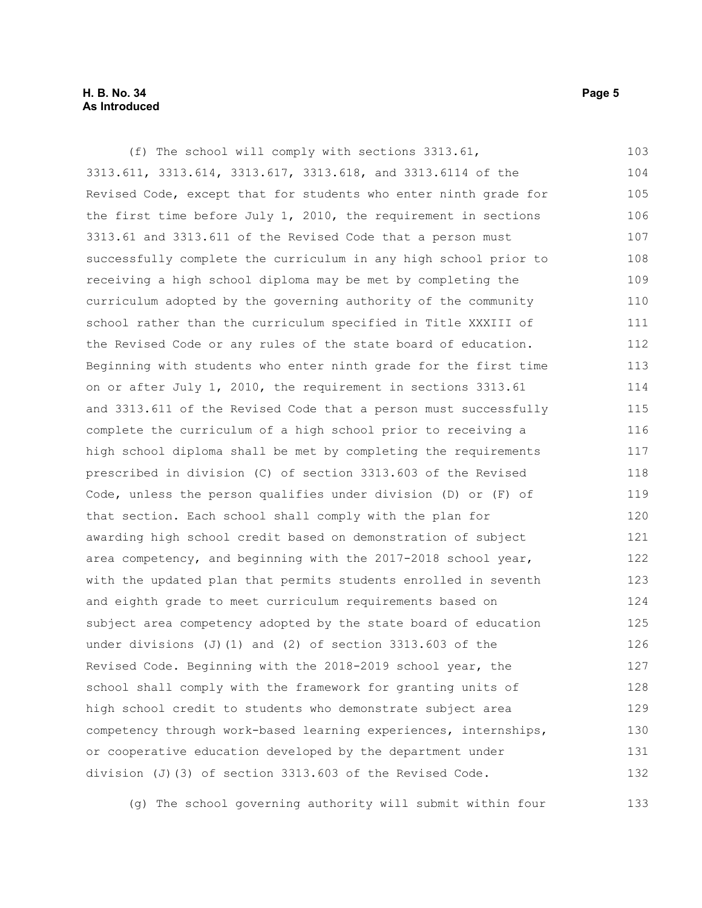(f) The school will comply with sections 3313.61, 3313.611, 3313.614, 3313.617, 3313.618, and 3313.6114 of the Revised Code, except that for students who enter ninth grade for the first time before July 1, 2010, the requirement in sections 3313.61 and 3313.611 of the Revised Code that a person must successfully complete the curriculum in any high school prior to receiving a high school diploma may be met by completing the curriculum adopted by the governing authority of the community school rather than the curriculum specified in Title XXXIII of the Revised Code or any rules of the state board of education. Beginning with students who enter ninth grade for the first time on or after July 1, 2010, the requirement in sections 3313.61 and 3313.611 of the Revised Code that a person must successfully complete the curriculum of a high school prior to receiving a high school diploma shall be met by completing the requirements prescribed in division (C) of section 3313.603 of the Revised Code, unless the person qualifies under division (D) or (F) of that section. Each school shall comply with the plan for awarding high school credit based on demonstration of subject area competency, and beginning with the 2017-2018 school year, with the updated plan that permits students enrolled in seventh and eighth grade to meet curriculum requirements based on subject area competency adopted by the state board of education under divisions (J)(1) and (2) of section 3313.603 of the Revised Code. Beginning with the 2018-2019 school year, the school shall comply with the framework for granting units of high school credit to students who demonstrate subject area competency through work-based learning experiences, internships, or cooperative education developed by the department under division (J)(3) of section 3313.603 of the Revised Code.

(g) The school governing authority will submit within four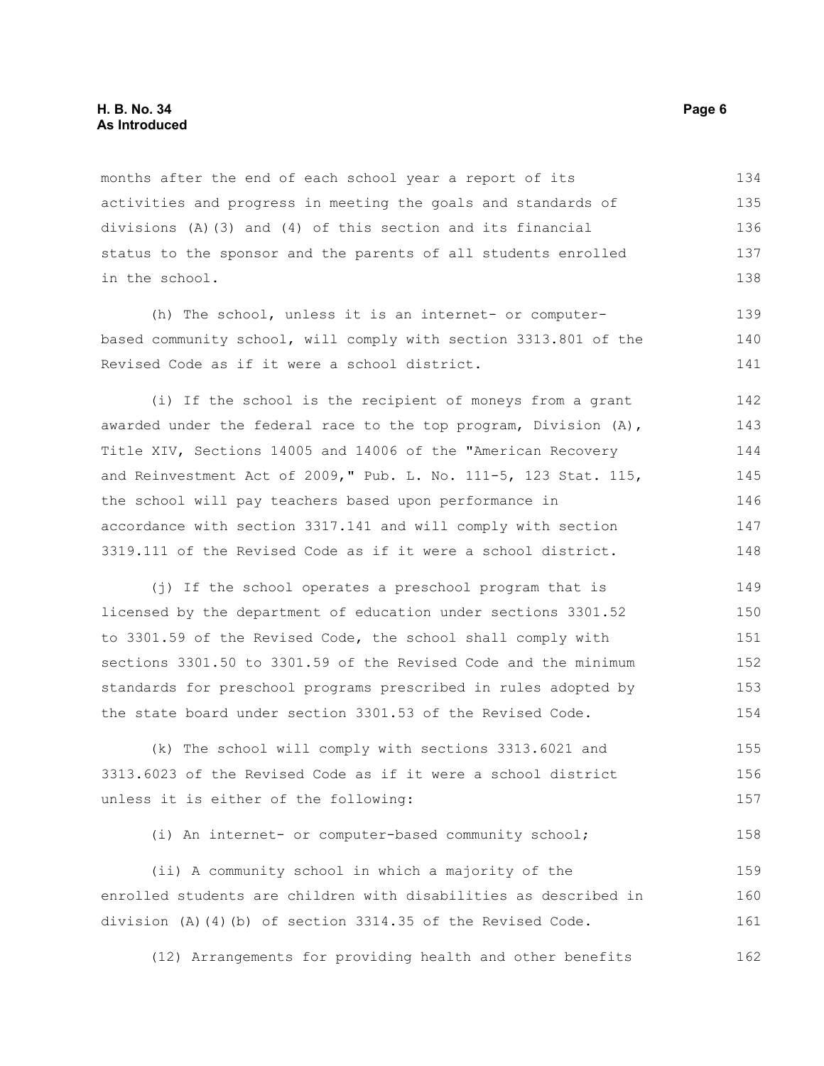months after the end of each school year a report of its activities and progress in meeting the goals and standards of divisions (A)(3) and (4) of this section and its financial status to the sponsor and the parents of all students enrolled in the school.

(h) The school, unless it is an internet- or computer-based community school, will comply with section 3313.801 of the Revised Code as if it were a school district.

(i) If the school is the recipient of moneys from a grant awarded under the federal race to the top program, Division (A), Title XIV, Sections 14005 and 14006 of the "American Recovery and Reinvestment Act of 2009," Pub. L. No. 111-5, 123 Stat. 115, the school will pay teachers based upon performance in accordance with section 3317.141 and will comply with section 3319.111 of the Revised Code as if it were a school district.

(j) If the school operates a preschool program that is licensed by the department of education under sections 3301.52 to 3301.59 of the Revised Code, the school shall comply with sections 3301.50 to 3301.59 of the Revised Code and the minimum standards for preschool programs prescribed in rules adopted by the state board under section 3301.53 of the Revised Code.

(k) The school will comply with sections 3313.6021 and 3313.6023 of the Revised Code as if it were a school district unless it is either of the following:

(i) An internet- or computer-based community school;

(ii) A community school in which a majority of the enrolled students are children with disabilities as described in division (A)(4)(b) of section 3314.35 of the Revised Code.

(12) Arrangements for providing health and other benefits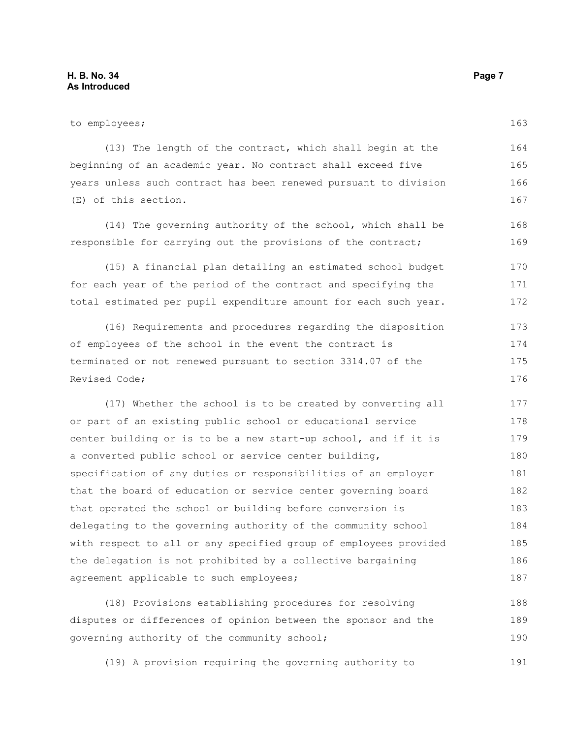to employees;

(13) The length of the contract, which shall begin at the beginning of an academic year. No contract shall exceed five years unless such contract has been renewed pursuant to division (E) of this section.

(14) The governing authority of the school, which shall be responsible for carrying out the provisions of the contract;

(15) A financial plan detailing an estimated school budget for each year of the period of the contract and specifying the total estimated per pupil expenditure amount for each such year.

(16) Requirements and procedures regarding the disposition of employees of the school in the event the contract is terminated or not renewed pursuant to section 3314.07 of the Revised Code;

(17) Whether the school is to be created by converting all or part of an existing public school or educational service center building or is to be a new start-up school, and if it is a converted public school or service center building, specification of any duties or responsibilities of an employer that the board of education or service center governing board that operated the school or building before conversion is delegating to the governing authority of the community school with respect to all or any specified group of employees provided the delegation is not prohibited by a collective bargaining agreement applicable to such employees;

(18) Provisions establishing procedures for resolving disputes or differences of opinion between the sponsor and the governing authority of the community school;

(19) A provision requiring the governing authority to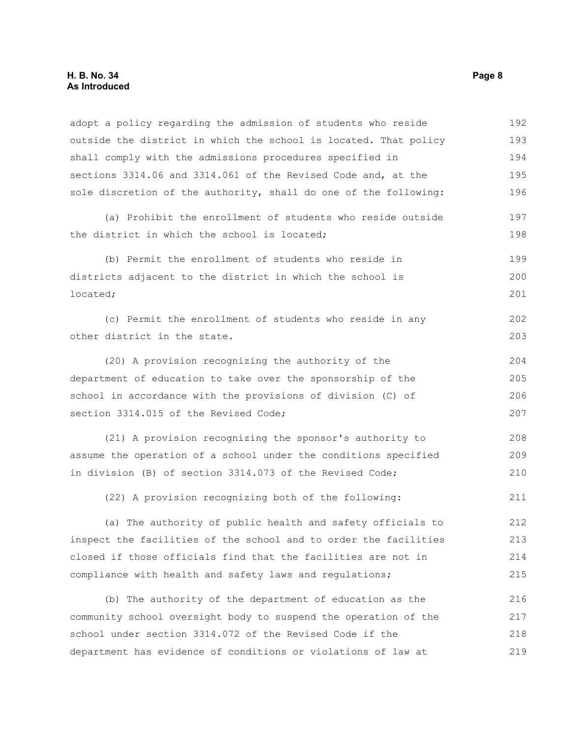adopt a policy regarding the admission of students who reside outside the district in which the school is located. That policy shall comply with the admissions procedures specified in sections 3314.06 and 3314.061 of the Revised Code and, at the sole discretion of the authority, shall do one of the following:

(a) Prohibit the enrollment of students who reside outside the district in which the school is located;

(b) Permit the enrollment of students who reside in districts adjacent to the district in which the school is located;

(c) Permit the enrollment of students who reside in any other district in the state.

(20) A provision recognizing the authority of the department of education to take over the sponsorship of the school in accordance with the provisions of division (C) of section 3314.015 of the Revised Code;

(21) A provision recognizing the sponsor's authority to assume the operation of a school under the conditions specified in division (B) of section 3314.073 of the Revised Code;

(22) A provision recognizing both of the following:

(a) The authority of public health and safety officials to inspect the facilities of the school and to order the facilities closed if those officials find that the facilities are not in compliance with health and safety laws and regulations;

(b) The authority of the department of education as the community school oversight body to suspend the operation of the school under section 3314.072 of the Revised Code if the department has evidence of conditions or violations of law at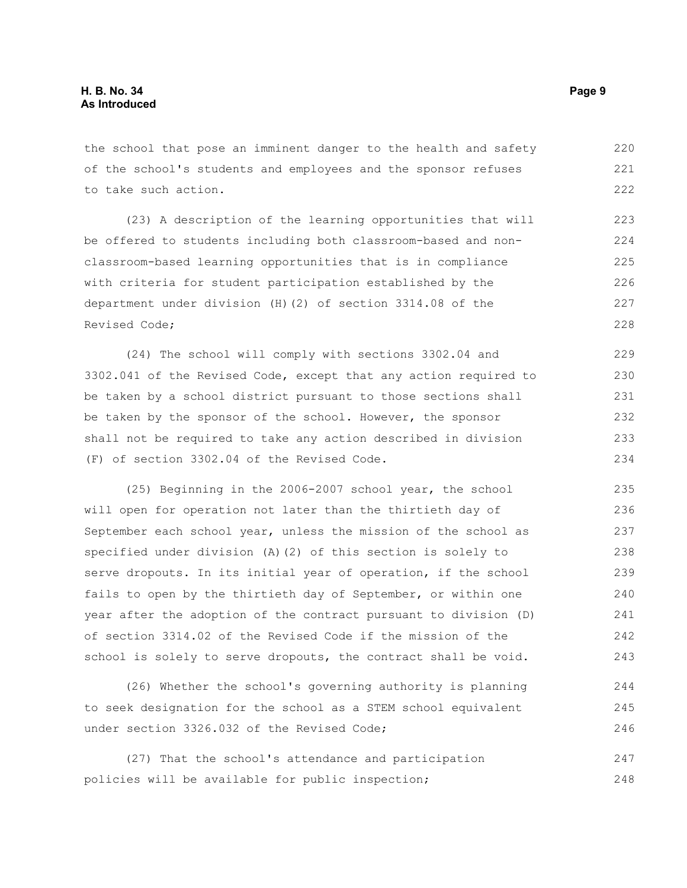the school that pose an imminent danger to the health and safety of the school's students and employees and the sponsor refuses to take such action.

(23) A description of the learning opportunities that will be offered to students including both classroom-based and non-classroom-based learning opportunities that is in compliance with criteria for student participation established by the department under division (H)(2) of section 3314.08 of the Revised Code;

(24) The school will comply with sections 3302.04 and 3302.041 of the Revised Code, except that any action required to be taken by a school district pursuant to those sections shall be taken by the sponsor of the school. However, the sponsor shall not be required to take any action described in division (F) of section 3302.04 of the Revised Code.

(25) Beginning in the 2006-2007 school year, the school will open for operation not later than the thirtieth day of September each school year, unless the mission of the school as specified under division (A)(2) of this section is solely to serve dropouts. In its initial year of operation, if the school fails to open by the thirtieth day of September, or within one year after the adoption of the contract pursuant to division (D) of section 3314.02 of the Revised Code if the mission of the school is solely to serve dropouts, the contract shall be void.

(26) Whether the school's governing authority is planning to seek designation for the school as a STEM school equivalent under section 3326.032 of the Revised Code;

(27) That the school's attendance and participation policies will be available for public inspection;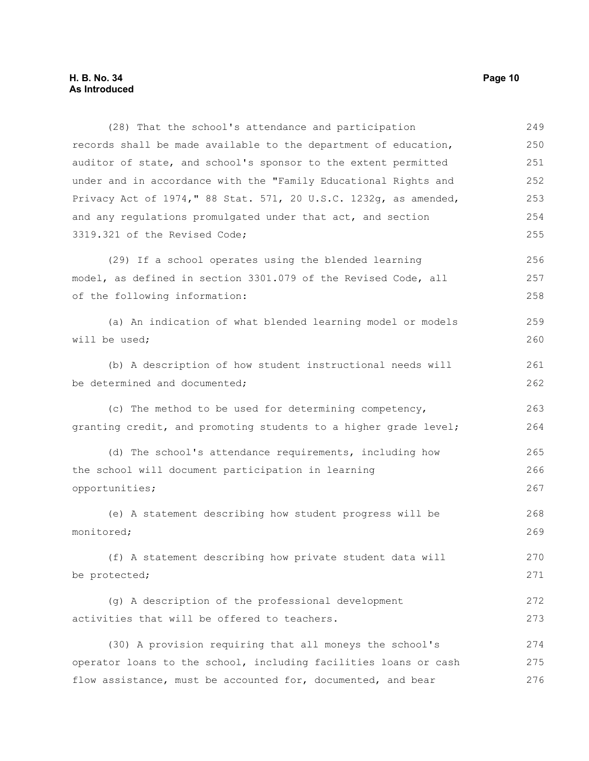(28) That the school's attendance and participation records shall be made available to the department of education, auditor of state, and school's sponsor to the extent permitted under and in accordance with the "Family Educational Rights and Privacy Act of 1974," 88 Stat. 571, 20 U.S.C. 1232g, as amended, and any regulations promulgated under that act, and section 3319.321 of the Revised Code;

(29) If a school operates using the blended learning model, as defined in section 3301.079 of the Revised Code, all of the following information:

(a) An indication of what blended learning model or models will be used;

(b) A description of how student instructional needs will be determined and documented;

(c) The method to be used for determining competency, granting credit, and promoting students to a higher grade level;

(d) The school's attendance requirements, including how the school will document participation in learning opportunities;

(e) A statement describing how student progress will be monitored;

(f) A statement describing how private student data will be protected;

(g) A description of the professional development activities that will be offered to teachers.

(30) A provision requiring that all moneys the school's operator loans to the school, including facilities loans or cash flow assistance, must be accounted for, documented, and bear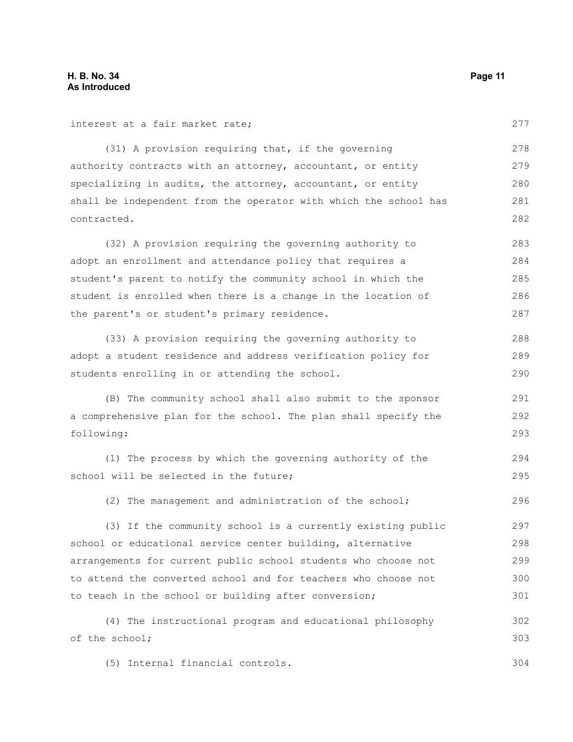interest at a fair market rate;

(31) A provision requiring that, if the governing authority contracts with an attorney, accountant, or entity specializing in audits, the attorney, accountant, or entity shall be independent from the operator with which the school has contracted.

(32) A provision requiring the governing authority to adopt an enrollment and attendance policy that requires a student's parent to notify the community school in which the student is enrolled when there is a change in the location of the parent's or student's primary residence.

(33) A provision requiring the governing authority to adopt a student residence and address verification policy for students enrolling in or attending the school.

(B) The community school shall also submit to the sponsor a comprehensive plan for the school. The plan shall specify the following:

(1) The process by which the governing authority of the school will be selected in the future;

(2) The management and administration of the school;

(3) If the community school is a currently existing public school or educational service center building, alternative arrangements for current public school students who choose not to attend the converted school and for teachers who choose not to teach in the school or building after conversion;

(4) The instructional program and educational philosophy of the school;

(5) Internal financial controls.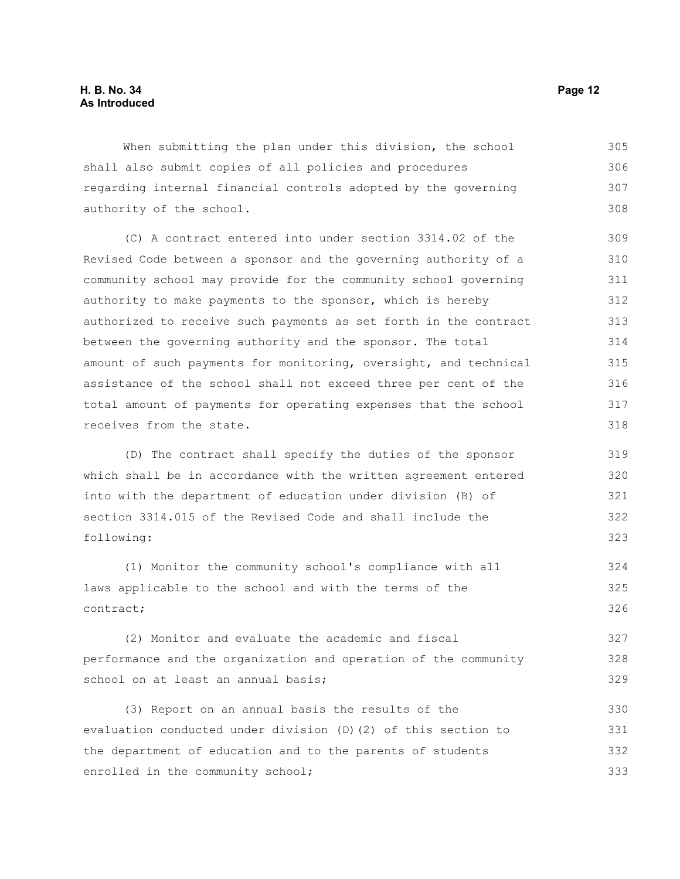When submitting the plan under this division, the school shall also submit copies of all policies and procedures regarding internal financial controls adopted by the governing authority of the school.

(C) A contract entered into under section 3314.02 of the Revised Code between a sponsor and the governing authority of a community school may provide for the community school governing authority to make payments to the sponsor, which is hereby authorized to receive such payments as set forth in the contract between the governing authority and the sponsor. The total amount of such payments for monitoring, oversight, and technical assistance of the school shall not exceed three per cent of the total amount of payments for operating expenses that the school receives from the state.

(D) The contract shall specify the duties of the sponsor which shall be in accordance with the written agreement entered into with the department of education under division (B) of section 3314.015 of the Revised Code and shall include the following:

(1) Monitor the community school's compliance with all laws applicable to the school and with the terms of the contract;

(2) Monitor and evaluate the academic and fiscal performance and the organization and operation of the community school on at least an annual basis;

(3) Report on an annual basis the results of the evaluation conducted under division (D)(2) of this section to the department of education and to the parents of students enrolled in the community school;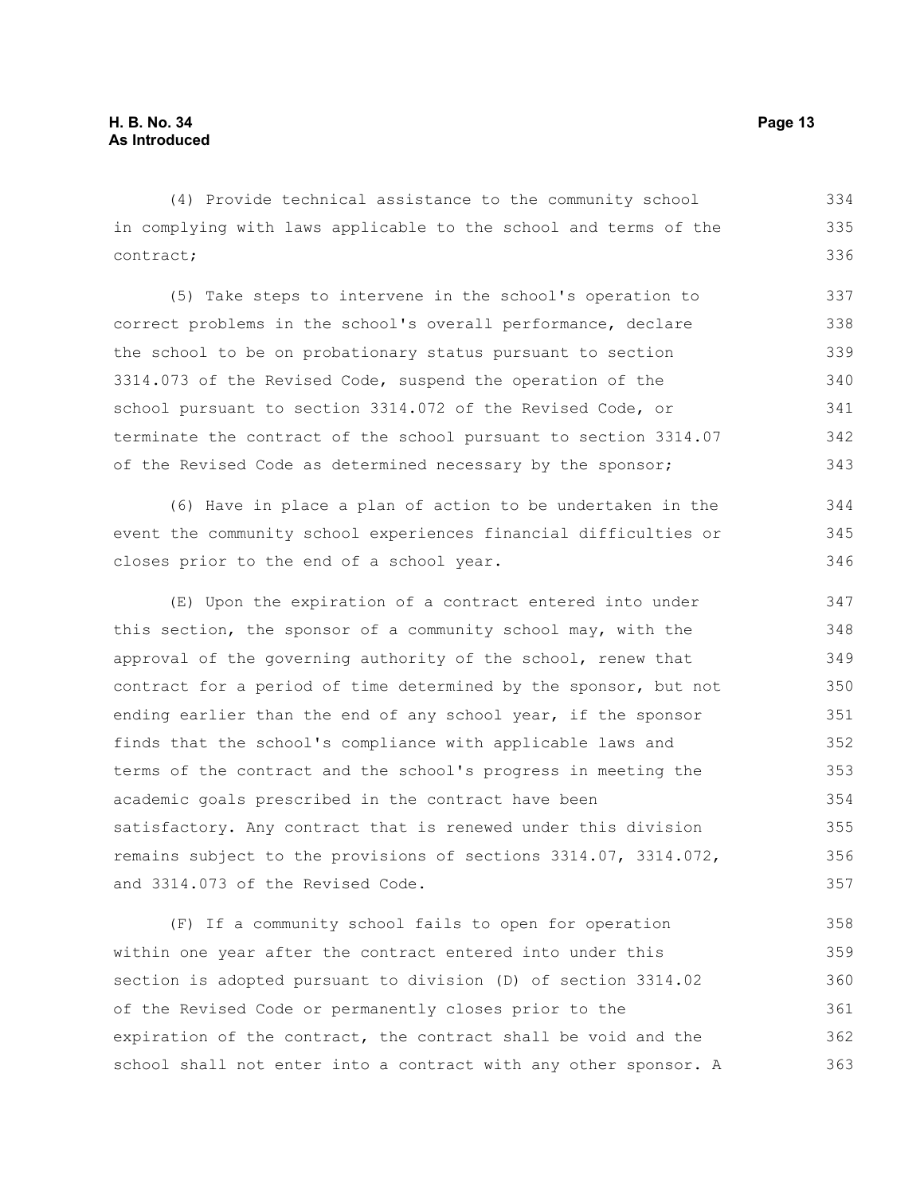(4) Provide technical assistance to the community school in complying with laws applicable to the school and terms of the contract;

(5) Take steps to intervene in the school's operation to correct problems in the school's overall performance, declare the school to be on probationary status pursuant to section 3314.073 of the Revised Code, suspend the operation of the school pursuant to section 3314.072 of the Revised Code, or terminate the contract of the school pursuant to section 3314.07 of the Revised Code as determined necessary by the sponsor;

(6) Have in place a plan of action to be undertaken in the event the community school experiences financial difficulties or closes prior to the end of a school year.

(E) Upon the expiration of a contract entered into under this section, the sponsor of a community school may, with the approval of the governing authority of the school, renew that contract for a period of time determined by the sponsor, but not ending earlier than the end of any school year, if the sponsor finds that the school's compliance with applicable laws and terms of the contract and the school's progress in meeting the academic goals prescribed in the contract have been satisfactory. Any contract that is renewed under this division remains subject to the provisions of sections 3314.07, 3314.072, and 3314.073 of the Revised Code.

(F) If a community school fails to open for operation within one year after the contract entered into under this section is adopted pursuant to division (D) of section 3314.02 of the Revised Code or permanently closes prior to the expiration of the contract, the contract shall be void and the school shall not enter into a contract with any other sponsor. A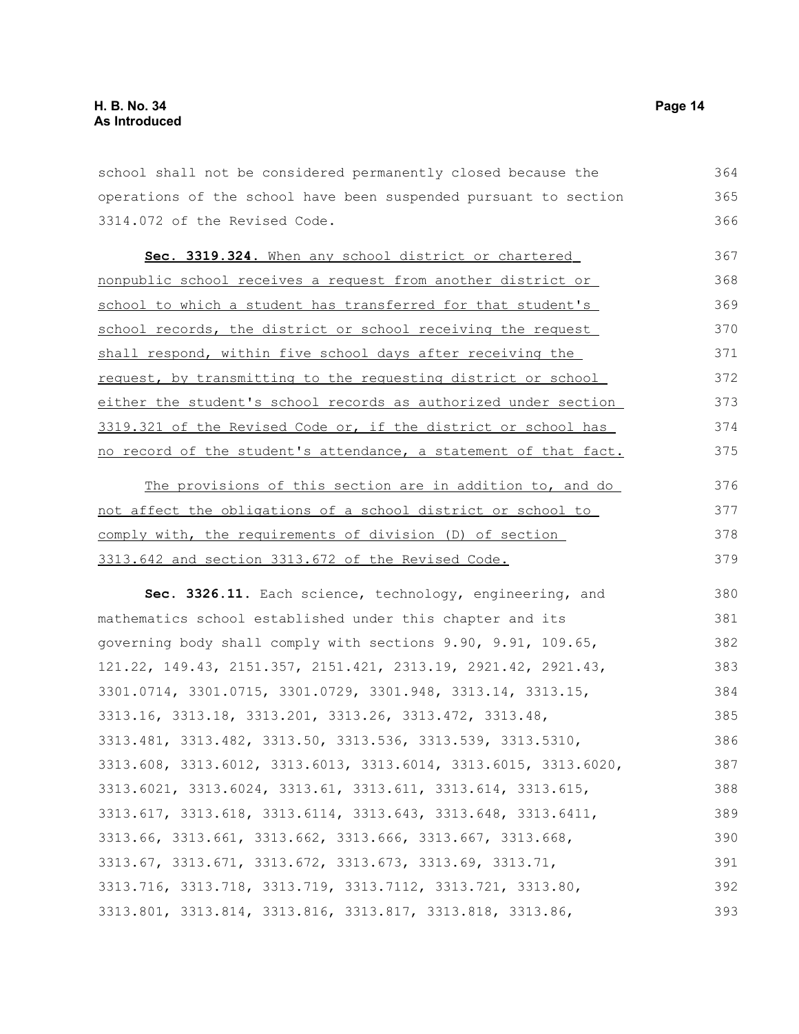school shall not be considered permanently closed because the operations of the school have been suspended pursuant to section 3314.072 of the Revised Code.

**Sec. 3319.324.** When any school district or chartered nonpublic school receives a request from another district or school to which a student has transferred for that student's school records, the district or school receiving the request shall respond, within five school days after receiving the request, by transmitting to the requesting district or school either the student's school records as authorized under section 3319.321 of the Revised Code or, if the district or school has no record of the student's attendance, a statement of that fact.

The provisions of this section are in addition to, and do not affect the obligations of a school district or school to comply with, the requirements of division (D) of section 3313.642 and section 3313.672 of the Revised Code.

**Sec. 3326.11.** Each science, technology, engineering, and mathematics school established under this chapter and its governing body shall comply with sections 9.90, 9.91, 109.65, 121.22, 149.43, 2151.357, 2151.421, 2313.19, 2921.42, 2921.43, 3301.0714, 3301.0715, 3301.0729, 3301.948, 3313.14, 3313.15, 3313.16, 3313.18, 3313.201, 3313.26, 3313.472, 3313.48, 3313.481, 3313.482, 3313.50, 3313.536, 3313.539, 3313.5310, 3313.608, 3313.6012, 3313.6013, 3313.6014, 3313.6015, 3313.6020, 3313.6021, 3313.6024, 3313.61, 3313.611, 3313.614, 3313.615, 3313.617, 3313.618, 3313.6114, 3313.643, 3313.648, 3313.6411, 3313.66, 3313.661, 3313.662, 3313.666, 3313.667, 3313.668, 3313.67, 3313.671, 3313.672, 3313.673, 3313.69, 3313.71, 3313.716, 3313.718, 3313.719, 3313.7112, 3313.721, 3313.80, 3313.801, 3313.814, 3313.816, 3313.817, 3313.818, 3313.86,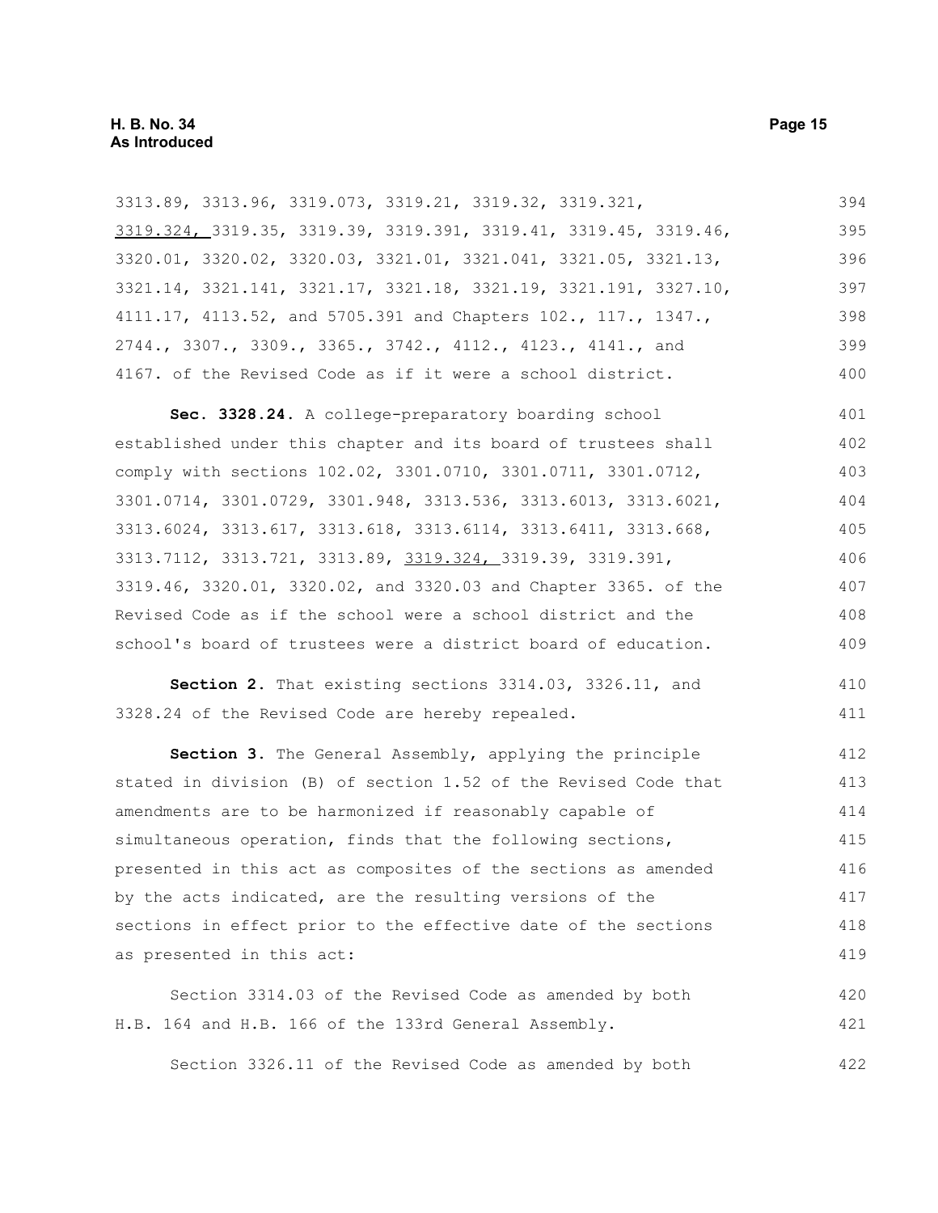3313.89, 3313.96, 3319.073, 3319.21, 3319.32, 3319.321, <u>3319.324,</u> 3319.35, 3319.39, 3319.391, 3319.41, 3319.45, 3319.46, 3320.01, 3320.02, 3320.03, 3321.01, 3321.041, 3321.05, 3321.13, 3321.14, 3321.141, 3321.17, 3321.18, 3321.19, 3321.191, 3327.10, 4111.17, 4113.52, and 5705.391 and Chapters 102., 117., 1347., 2744., 3307., 3309., 3365., 3742., 4112., 4123., 4141., and 4167. of the Revised Code as if it were a school district.

**Sec. 3328.24.** A college-preparatory boarding school established under this chapter and its board of trustees shall comply with sections 102.02, 3301.0710, 3301.0711, 3301.0712, 3301.0714, 3301.0729, 3301.948, 3313.536, 3313.6013, 3313.6021, 3313.6024, 3313.617, 3313.618, 3313.6114, 3313.6411, 3313.668, 3313.7112, 3313.721, 3313.89, <u>3319.324,</u> 3319.39, 3319.391, 3319.46, 3320.01, 3320.02, and 3320.03 and Chapter 3365. of the Revised Code as if the school were a school district and the school's board of trustees were a district board of education.

**Section 2.** That existing sections 3314.03, 3326.11, and 3328.24 of the Revised Code are hereby repealed.

**Section 3.** The General Assembly, applying the principle stated in division (B) of section 1.52 of the Revised Code that amendments are to be harmonized if reasonably capable of simultaneous operation, finds that the following sections, presented in this act as composites of the sections as amended by the acts indicated, are the resulting versions of the sections in effect prior to the effective date of the sections as presented in this act:

Section 3314.03 of the Revised Code as amended by both H.B. 164 and H.B. 166 of the 133rd General Assembly.

Section 3326.11 of the Revised Code as amended by both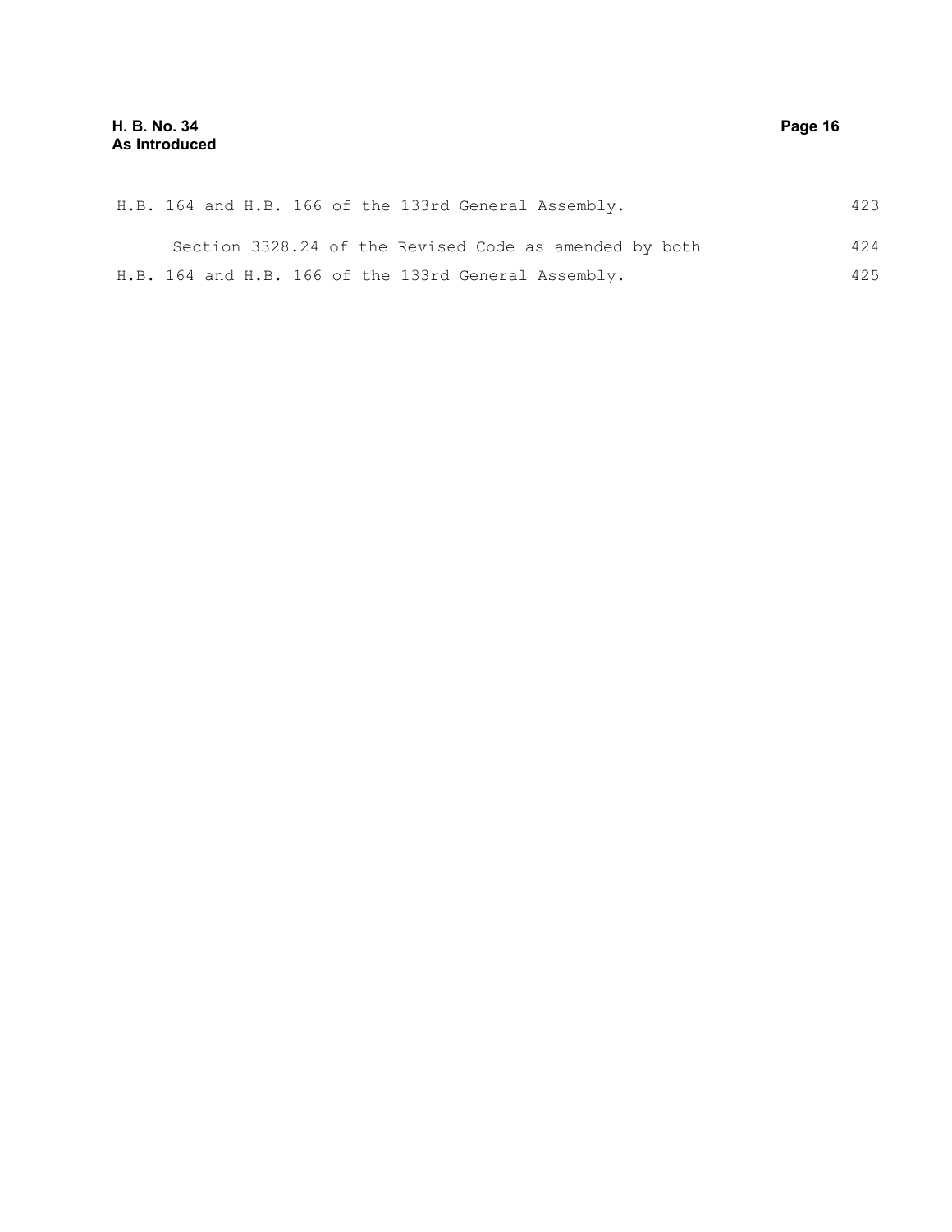H.B. 164 and H.B. 166 of the 133rd General Assembly.

Section 3328.24 of the Revised Code as amended by both H.B. 164 and H.B. 166 of the 133rd General Assembly.